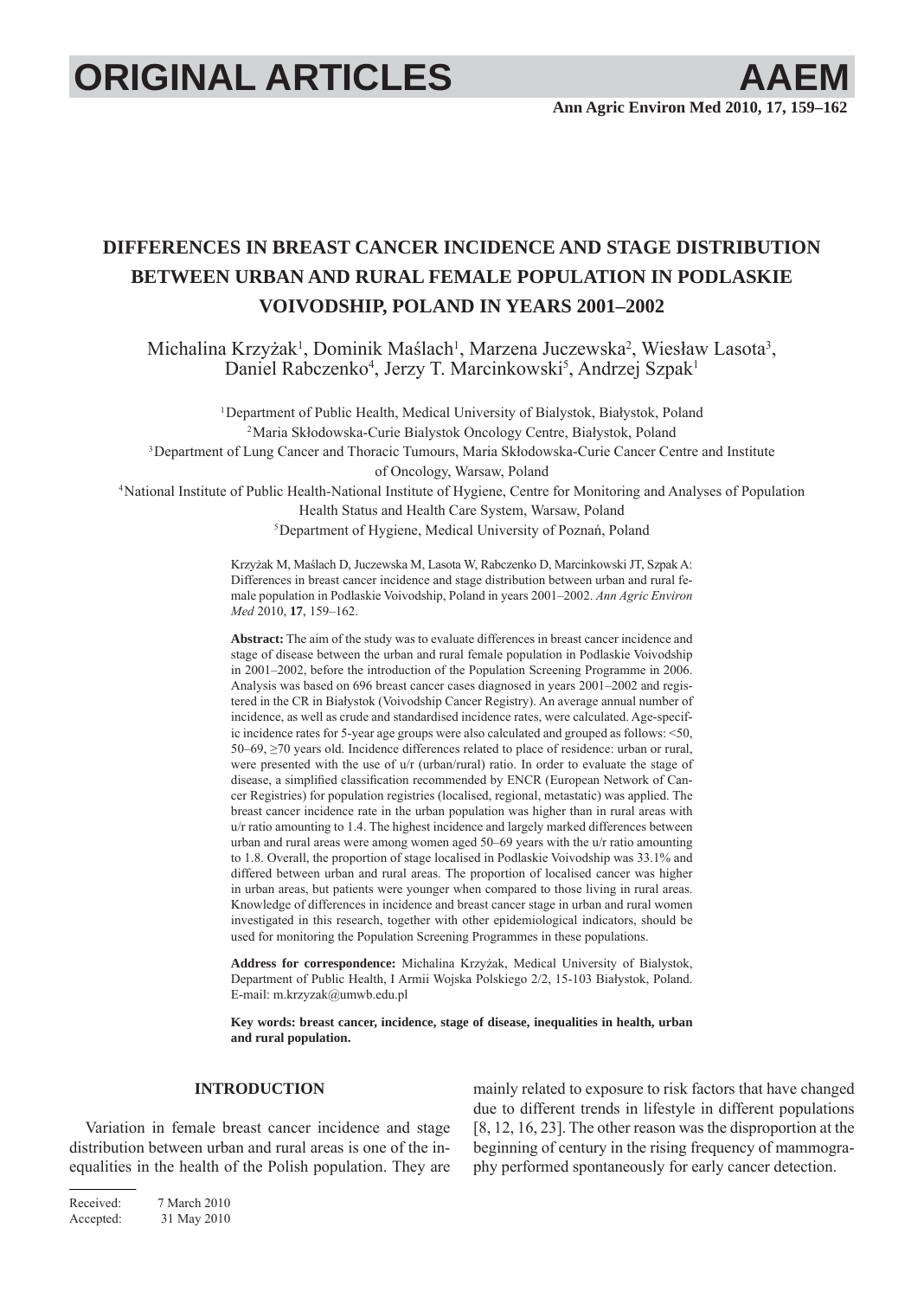# DIFFERENCES IN BREAST CANCER INCIDENCE AND STAGE DISTRIBUTION BETWEEN URBAN AND RURAL FEMALE POPULATION IN PODLASKIE VOIVODSHIP, POLAND IN YEARS 2001–2002

Michalina Krzyżak[1], Dominik Maślach[1], Marzena Juczewska[2], Wiesław Lasota[3], Daniel Rabczenko[4], Jerzy T. Marcinkowski[5], Andrzej Szpak[1]

[1]Department of Public Health, Medical University of Bialystok, Białystok, Poland
[2]Maria Skłodowska-Curie Bialystok Oncology Centre, Białystok, Poland
[3]Department of Lung Cancer and Thoracic Tumours, Maria Skłodowska-Curie Cancer Centre and Institute of Oncology, Warsaw, Poland
[4]National Institute of Public Health-National Institute of Hygiene, Centre for Monitoring and Analyses of Population Health Status and Health Care System, Warsaw, Poland
[5]Department of Hygiene, Medical University of Poznań, Poland

Krzyżak M, Maślach D, Juczewska M, Lasota W, Rabczenko D, Marcinkowski JT, Szpak A: Differences in breast cancer incidence and stage distribution between urban and rural female population in Podlaskie Voivodship, Poland in years 2001–2002. *Ann Agric Environ Med* 2010, **17**, 159–162.

**Abstract:** The aim of the study was to evaluate differences in breast cancer incidence and stage of disease between the urban and rural female population in Podlaskie Voivodship in 2001–2002, before the introduction of the Population Screening Programme in 2006. Analysis was based on 696 breast cancer cases diagnosed in years 2001–2002 and registered in the CR in Białystok (Voivodship Cancer Registry). An average annual number of incidence, as well as crude and standardised incidence rates, were calculated. Age-specific incidence rates for 5-year age groups were also calculated and grouped as follows: <50, 50–69, ≥70 years old. Incidence differences related to place of residence: urban or rural, were presented with the use of u/r (urban/rural) ratio. In order to evaluate the stage of disease, a simplified classification recommended by ENCR (European Network of Cancer Registries) for population registries (localised, regional, metastatic) was applied. The breast cancer incidence rate in the urban population was higher than in rural areas with u/r ratio amounting to 1.4. The highest incidence and largely marked differences between urban and rural areas were among women aged 50–69 years with the u/r ratio amounting to 1.8. Overall, the proportion of stage localised in Podlaskie Voivodship was 33.1% and differed between urban and rural areas. The proportion of localised cancer was higher in urban areas, but patients were younger when compared to those living in rural areas. Knowledge of differences in incidence and breast cancer stage in urban and rural women investigated in this research, together with other epidemiological indicators, should be used for monitoring the Population Screening Programmes in these populations.

**Address for correspondence:** Michalina Krzyżak, Medical University of Bialystok, Department of Public Health, I Armii Wojska Polskiego 2/2, 15-103 Białystok, Poland. E-mail: m.krzyzak@umwb.edu.pl

**Key words: breast cancer, incidence, stage of disease, inequalities in health, urban and rural population.**

## INTRODUCTION

Variation in female breast cancer incidence and stage distribution between urban and rural areas is one of the inequalities in the health of the Polish population. They are mainly related to exposure to risk factors that have changed due to different trends in lifestyle in different populations [8, 12, 16, 23]. The other reason was the disproportion at the beginning of century in the rising frequency of mammography performed spontaneously for early cancer detection.

Received: 7 March 2010
Accepted: 31 May 2010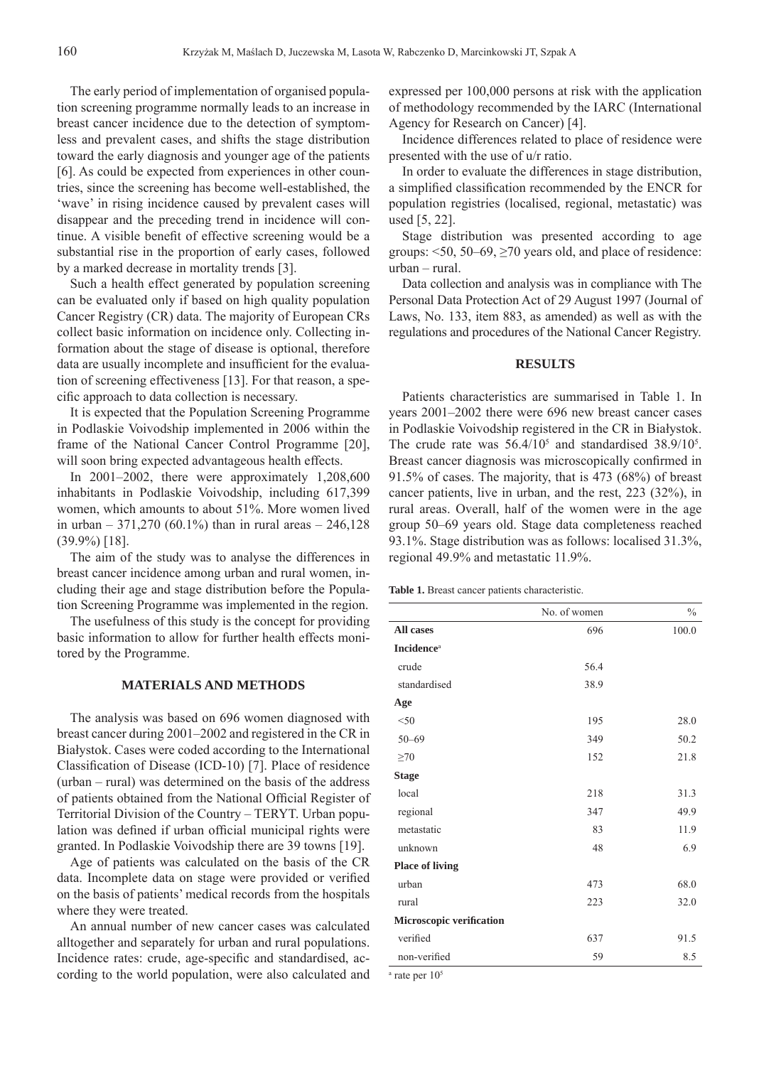The early period of implementation of organised population screening programme normally leads to an increase in breast cancer incidence due to the detection of symptomless and prevalent cases, and shifts the stage distribution toward the early diagnosis and younger age of the patients [6]. As could be expected from experiences in other countries, since the screening has become well-established, the 'wave' in rising incidence caused by prevalent cases will disappear and the preceding trend in incidence will continue. A visible benefit of effective screening would be a substantial rise in the proportion of early cases, followed by a marked decrease in mortality trends [3].

Such a health effect generated by population screening can be evaluated only if based on high quality population Cancer Registry (CR) data. The majority of European CRs collect basic information on incidence only. Collecting information about the stage of disease is optional, therefore data are usually incomplete and insufficient for the evaluation of screening effectiveness [13]. For that reason, a specific approach to data collection is necessary.

It is expected that the Population Screening Programme in Podlaskie Voivodship implemented in 2006 within the frame of the National Cancer Control Programme [20], will soon bring expected advantageous health effects.

In 2001–2002, there were approximately 1,208,600 inhabitants in Podlaskie Voivodship, including 617,399 women, which amounts to about 51%. More women lived in urban – 371,270 (60.1%) than in rural areas – 246,128 (39.9%) [18].

The aim of the study was to analyse the differences in breast cancer incidence among urban and rural women, including their age and stage distribution before the Population Screening Programme was implemented in the region.

The usefulness of this study is the concept for providing basic information to allow for further health effects monitored by the Programme.

## MATERIALS AND METHODS

The analysis was based on 696 women diagnosed with breast cancer during 2001–2002 and registered in the CR in Białystok. Cases were coded according to the International Classification of Disease (ICD-10) [7]. Place of residence (urban – rural) was determined on the basis of the address of patients obtained from the National Official Register of Territorial Division of the Country – TERYT. Urban population was defined if urban official municipal rights were granted. In Podlaskie Voivodship there are 39 towns [19].

Age of patients was calculated on the basis of the CR data. Incomplete data on stage were provided or verified on the basis of patients' medical records from the hospitals where they were treated.

An annual number of new cancer cases was calculated alltogether and separately for urban and rural populations. Incidence rates: crude, age-specific and standardised, according to the world population, were also calculated and expressed per 100,000 persons at risk with the application of methodology recommended by the IARC (International Agency for Research on Cancer) [4].

Incidence differences related to place of residence were presented with the use of u/r ratio.

In order to evaluate the differences in stage distribution, a simplified classification recommended by the ENCR for population registries (localised, regional, metastatic) was used [5, 22].

Stage distribution was presented according to age groups: <50, 50–69, ≥70 years old, and place of residence: urban – rural.

Data collection and analysis was in compliance with The Personal Data Protection Act of 29 August 1997 (Journal of Laws, No. 133, item 883, as amended) as well as with the regulations and procedures of the National Cancer Registry.

## RESULTS

Patients characteristics are summarised in Table 1. In years 2001–2002 there were 696 new breast cancer cases in Podlaskie Voivodship registered in the CR in Białystok. The crude rate was $56.4/10^5$ and standardised $38.9/10^5$. Breast cancer diagnosis was microscopically confirmed in 91.5% of cases. The majority, that is 473 (68%) of breast cancer patients, live in urban, and the rest, 223 (32%), in rural areas. Overall, half of the women were in the age group 50–69 years old. Stage data completeness reached 93.1%. Stage distribution was as follows: localised 31.3%, regional 49.9% and metastatic 11.9%.

**Table 1.** Breast cancer patients characteristic.

| | No. of women | % |
|---|---|---|
| **All cases** | 696 | 100.0 |
| **Incidence**[a] | | |
| crude | 56.4 | |
| standardised | 38.9 | |
| **Age** | | |
| <50 | 195 | 28.0 |
| 50–69 | 349 | 50.2 |
| ≥70 | 152 | 21.8 |
| **Stage** | | |
| local | 218 | 31.3 |
| regional | 347 | 49.9 |
| metastatic | 83 | 11.9 |
| unknown | 48 | 6.9 |
| **Place of living** | | |
| urban | 473 | 68.0 |
| rural | 223 | 32.0 |
| **Microscopic verification** | | |
| verified | 637 | 91.5 |
| non-verified | 59 | 8.5 |

[a] rate per $10^5$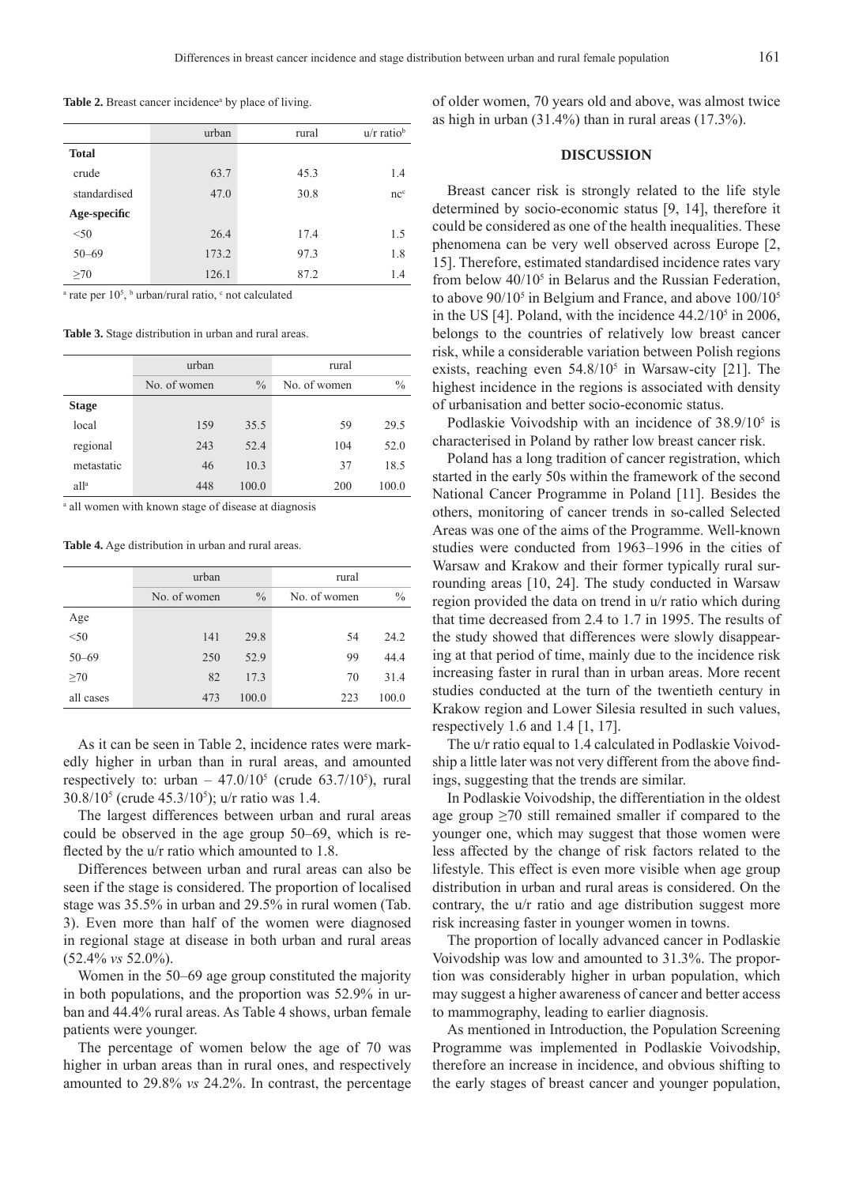**Table 2.** Breast cancer incidence[a] by place of living.

| | urban | rural | u/r ratio[b] |
|---|---|---|---|
| **Total** | | | |
| crude | 63.7 | 45.3 | 1.4 |
| standardised | 47.0 | 30.8 | nc[c] |
| **Age-specific** | | | |
| <50 | 26.4 | 17.4 | 1.5 |
| 50–69 | 173.2 | 97.3 | 1.8 |
| ≥70 | 126.1 | 87.2 | 1.4 |

[a] rate per $10^5$, [b] urban/rural ratio, [c] not calculated

**Table 3.** Stage distribution in urban and rural areas.

| | urban | | rural | |
|---|---|---|---|---|
| | No. of women | % | No. of women | % |
| **Stage** | | | | |
| local | 159 | 35.5 | 59 | 29.5 |
| regional | 243 | 52.4 | 104 | 52.0 |
| metastatic | 46 | 10.3 | 37 | 18.5 |
| all[a] | 448 | 100.0 | 200 | 100.0 |

[a] all women with known stage of disease at diagnosis

**Table 4.** Age distribution in urban and rural areas.

| | urban | | rural | |
|---|---|---|---|---|
| | No. of women | % | No. of women | % |
| Age | | | | |
| <50 | 141 | 29.8 | 54 | 24.2 |
| 50–69 | 250 | 52.9 | 99 | 44.4 |
| ≥70 | 82 | 17.3 | 70 | 31.4 |
| all cases | 473 | 100.0 | 223 | 100.0 |

As it can be seen in Table 2, incidence rates were markedly higher in urban than in rural areas, and amounted respectively to: urban – $47.0/10^5$ (crude $63.7/10^5$), rural $30.8/10^5$ (crude $45.3/10^5$); u/r ratio was 1.4.

The largest differences between urban and rural areas could be observed in the age group 50–69, which is reflected by the u/r ratio which amounted to 1.8.

Differences between urban and rural areas can also be seen if the stage is considered. The proportion of localised stage was 35.5% in urban and 29.5% in rural women (Tab. 3). Even more than half of the women were diagnosed in regional stage at disease in both urban and rural areas (52.4% *vs* 52.0%).

Women in the 50–69 age group constituted the majority in both populations, and the proportion was 52.9% in urban and 44.4% rural areas. As Table 4 shows, urban female patients were younger.

The percentage of women below the age of 70 was higher in urban areas than in rural ones, and respectively amounted to 29.8% *vs* 24.2%. In contrast, the percentage of older women, 70 years old and above, was almost twice as high in urban (31.4%) than in rural areas (17.3%).

## DISCUSSION

Breast cancer risk is strongly related to the life style determined by socio-economic status [9, 14], therefore it could be considered as one of the health inequalities. These phenomena can be very well observed across Europe [2, 15]. Therefore, estimated standardised incidence rates vary from below $40/10^5$ in Belarus and the Russian Federation, to above $90/10^5$ in Belgium and France, and above $100/10^5$ in the US [4]. Poland, with the incidence $44.2/10^5$ in 2006, belongs to the countries of relatively low breast cancer risk, while a considerable variation between Polish regions exists, reaching even $54.8/10^5$ in Warsaw-city [21]. The highest incidence in the regions is associated with density of urbanisation and better socio-economic status.

Podlaskie Voivodship with an incidence of $38.9/10^5$ is characterised in Poland by rather low breast cancer risk.

Poland has a long tradition of cancer registration, which started in the early 50s within the framework of the second National Cancer Programme in Poland [11]. Besides the others, monitoring of cancer trends in so-called Selected Areas was one of the aims of the Programme. Well-known studies were conducted from 1963–1996 in the cities of Warsaw and Krakow and their former typically rural surrounding areas [10, 24]. The study conducted in Warsaw region provided the data on trend in u/r ratio which during that time decreased from 2.4 to 1.7 in 1995. The results of the study showed that differences were slowly disappearing at that period of time, mainly due to the incidence risk increasing faster in rural than in urban areas. More recent studies conducted at the turn of the twentieth century in Krakow region and Lower Silesia resulted in such values, respectively 1.6 and 1.4 [1, 17].

The u/r ratio equal to 1.4 calculated in Podlaskie Voivodship a little later was not very different from the above findings, suggesting that the trends are similar.

In Podlaskie Voivodship, the differentiation in the oldest age group ≥70 still remained smaller if compared to the younger one, which may suggest that those women were less affected by the change of risk factors related to the lifestyle. This effect is even more visible when age group distribution in urban and rural areas is considered. On the contrary, the u/r ratio and age distribution suggest more risk increasing faster in younger women in towns.

The proportion of locally advanced cancer in Podlaskie Voivodship was low and amounted to 31.3%. The proportion was considerably higher in urban population, which may suggest a higher awareness of cancer and better access to mammography, leading to earlier diagnosis.

As mentioned in Introduction, the Population Screening Programme was implemented in Podlaskie Voivodship, therefore an increase in incidence, and obvious shifting to the early stages of breast cancer and younger population,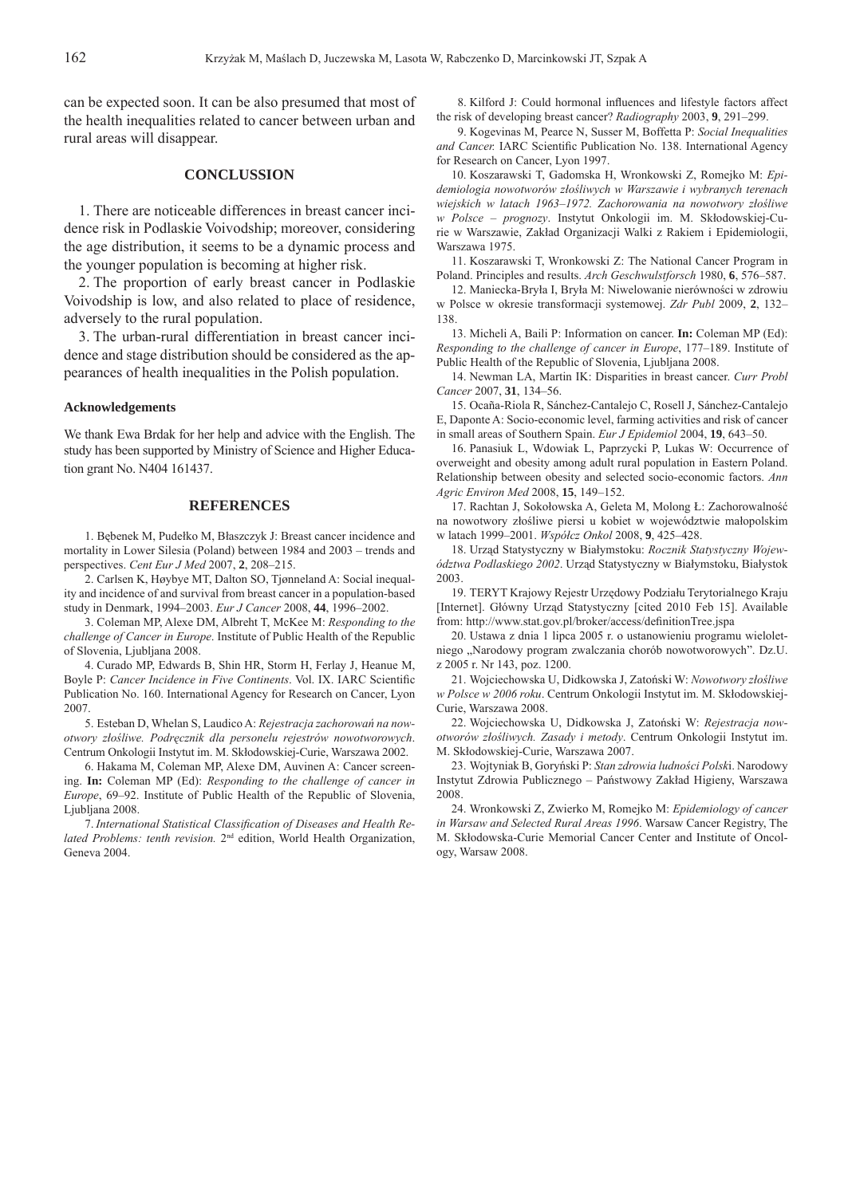can be expected soon. It can be also presumed that most of the health inequalities related to cancer between urban and rural areas will disappear.

## CONCLUSSION

1. There are noticeable differences in breast cancer incidence risk in Podlaskie Voivodship; moreover, considering the age distribution, it seems to be a dynamic process and the younger population is becoming at higher risk.

2. The proportion of early breast cancer in Podlaskie Voivodship is low, and also related to place of residence, adversely to the rural population.

3. The urban-rural differentiation in breast cancer incidence and stage distribution should be considered as the appearances of health inequalities in the Polish population.

### Acknowledgements

We thank Ewa Brdak for her help and advice with the English. The study has been supported by Ministry of Science and Higher Education grant No. N404 161437.

## REFERENCES

1. Bębenek M, Pudełko M, Błaszczyk J: Breast cancer incidence and mortality in Lower Silesia (Poland) between 1984 and 2003 – trends and perspectives. *Cent Eur J Med* 2007, **2**, 208–215.

2. Carlsen K, Høybye MT, Dalton SO, Tjønneland A: Social inequality and incidence of and survival from breast cancer in a population-based study in Denmark, 1994–2003. *Eur J Cancer* 2008, **44**, 1996–2002.

3. Coleman MP, Alexe DM, Albreht T, McKee M: *Responding to the challenge of Cancer in Europe*. Institute of Public Health of the Republic of Slovenia, Ljubljana 2008.

4. Curado MP, Edwards B, Shin HR, Storm H, Ferlay J, Heanue M, Boyle P: *Cancer Incidence in Five Continents*. Vol. IX. IARC Scientific Publication No. 160. International Agency for Research on Cancer, Lyon 2007.

5. Esteban D, Whelan S, Laudico A: *Rejestracja zachorowań na nowotwory złośliwe. Podręcznik dla personelu rejestrów nowotworowych*. Centrum Onkologii Instytut im. M. Skłodowskiej-Curie, Warszawa 2002.

6. Hakama M, Coleman MP, Alexe DM, Auvinen A: Cancer screening. **In:** Coleman MP (Ed): *Responding to the challenge of cancer in Europe*, 69–92. Institute of Public Health of the Republic of Slovenia, Ljubljana 2008.

7. *International Statistical Classification of Diseases and Health Related Problems: tenth revision.* 2nd edition, World Health Organization, Geneva 2004.

8. Kilford J: Could hormonal influences and lifestyle factors affect the risk of developing breast cancer? *Radiography* 2003, **9**, 291–299.

9. Kogevinas M, Pearce N, Susser M, Boffetta P: *Social Inequalities and Cancer.* IARC Scientific Publication No. 138. International Agency for Research on Cancer, Lyon 1997.

10. Koszarawski T, Gadomska H, Wronkowski Z, Romejko M: *Epidemiologia nowotworów złośliwych w Warszawie i wybranych terenach wiejskich w latach 1963–1972. Zachorowania na nowotwory złośliwe w Polsce – prognozy*. Instytut Onkologii im. M. Skłodowskiej-Curie w Warszawie, Zakład Organizacji Walki z Rakiem i Epidemiologii, Warszawa 1975.

11. Koszarawski T, Wronkowski Z: The National Cancer Program in Poland. Principles and results. *Arch Geschwulstforsch* 1980, **6**, 576–587.

12. Maniecka-Bryła I, Bryła M: Niwelowanie nierówności w zdrowiu w Polsce w okresie transformacji systemowej. *Zdr Publ* 2009, **2**, 132–138.

13. Micheli A, Baili P: Information on cancer. **In:** Coleman MP (Ed): *Responding to the challenge of cancer in Europe*, 177–189. Institute of Public Health of the Republic of Slovenia, Ljubljana 2008.

14. Newman LA, Martin IK: Disparities in breast cancer. *Curr Probl Cancer* 2007, **31**, 134–56.

15. Ocaña-Riola R, Sánchez-Cantalejo C, Rosell J, Sánchez-Cantalejo E, Daponte A: Socio-economic level, farming activities and risk of cancer in small areas of Southern Spain. *Eur J Epidemiol* 2004, **19**, 643–50.

16. Panasiuk L, Wdowiak L, Paprzycki P, Lukas W: Occurrence of overweight and obesity among adult rural population in Eastern Poland. Relationship between obesity and selected socio-economic factors. *Ann Agric Environ Med* 2008, **15**, 149–152.

17. Rachtan J, Sokołowska A, Geleta M, Molong Ł: Zachorowalność na nowotwory złośliwe piersi u kobiet w województwie małopolskim w latach 1999–2001. *Współcz Onkol* 2008, **9**, 425–428.

18. Urząd Statystyczny w Białymstoku: *Rocznik Statystyczny Województwa Podlaskiego 2002*. Urząd Statystyczny w Białymstoku, Białystok 2003.

19. TERYT Krajowy Rejestr Urzędowy Podziału Terytorialnego Kraju [Internet]. Główny Urząd Statystyczny [cited 2010 Feb 15]. Available from: http://www.stat.gov.pl/broker/access/definitionTree.jspa

20. Ustawa z dnia 1 lipca 2005 r. o ustanowieniu programu wieloletniego „Narodowy program zwalczania chorób nowotworowych". Dz.U. z 2005 r. Nr 143, poz. 1200.

21. Wojciechowska U, Didkowska J, Zatoński W: *Nowotwory złośliwe w Polsce w 2006 roku*. Centrum Onkologii Instytut im. M. Skłodowskiej-Curie, Warszawa 2008.

22. Wojciechowska U, Didkowska J, Zatoński W: *Rejestracja nowotworów złośliwych. Zasady i metody*. Centrum Onkologii Instytut im. M. Skłodowskiej-Curie, Warszawa 2007.

23. Wojtyniak B, Goryński P: *Stan zdrowia ludności Polsk*i. Narodowy Instytut Zdrowia Publicznego – Państwowy Zakład Higieny, Warszawa 2008.

24. Wronkowski Z, Zwierko M, Romejko M: *Epidemiology of cancer in Warsaw and Selected Rural Areas 1996*. Warsaw Cancer Registry, The M. Skłodowska-Curie Memorial Cancer Center and Institute of Oncology, Warsaw 2008.